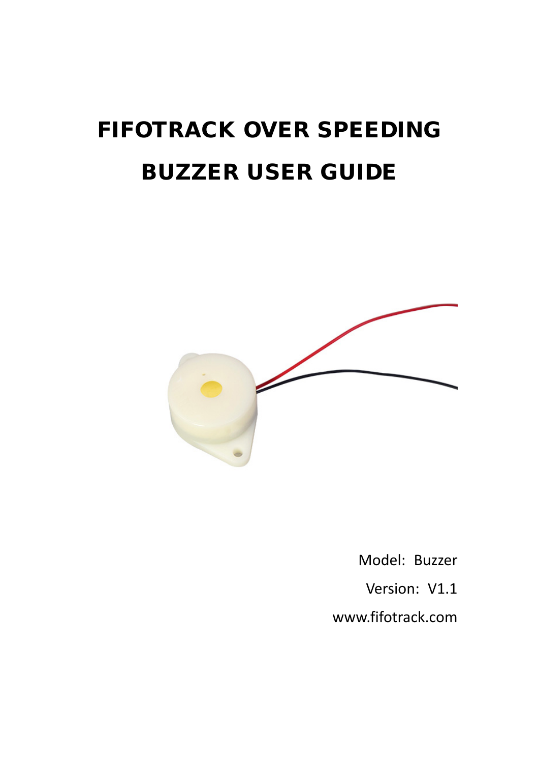# FIFOTRACK OVER SPEEDING BUZZER USER GUIDE

Model: Buzzer

Version: V1.1

www.fifotrack.com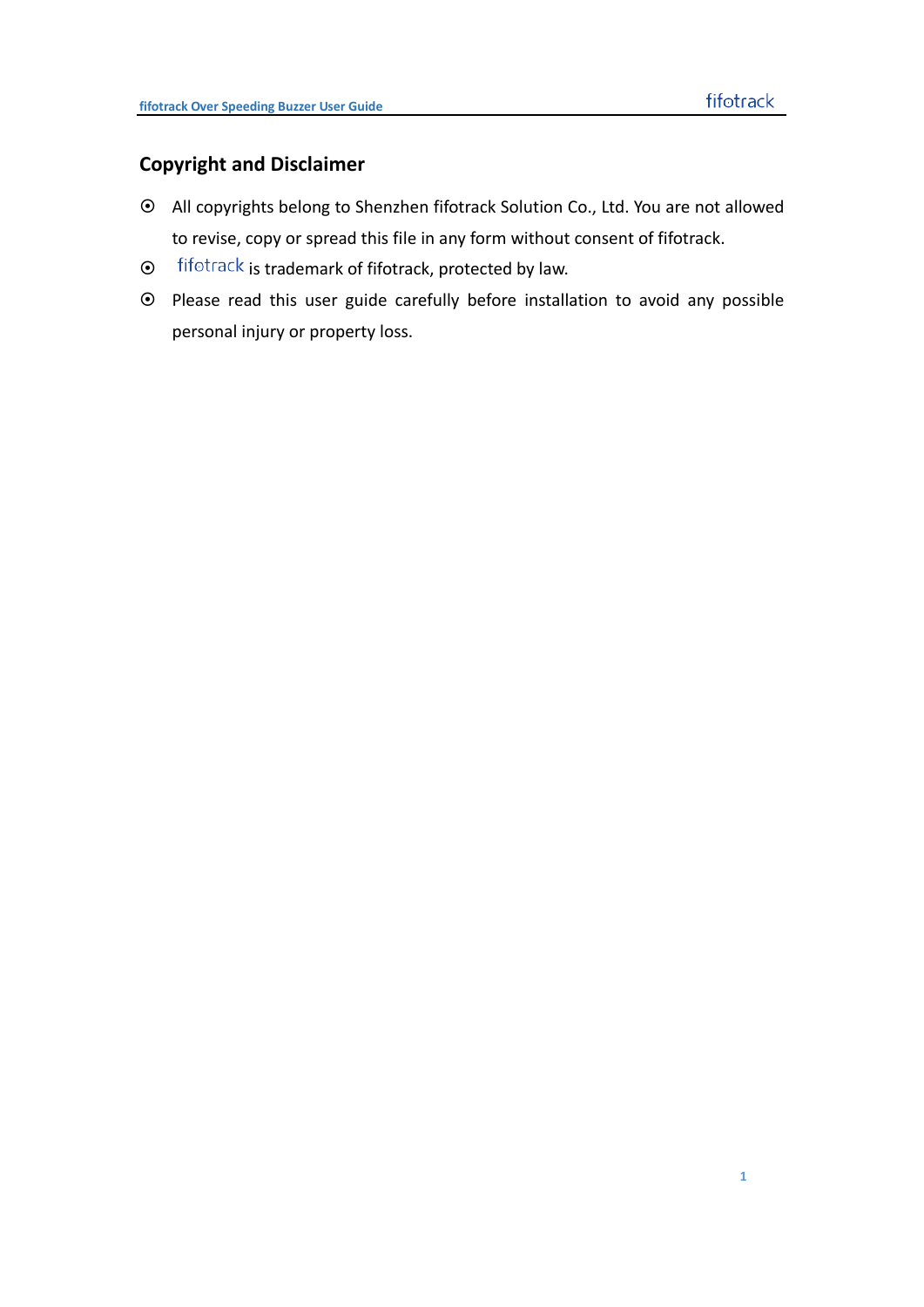## Copyright and Disclaimer

- All copyrights belong to Shenzhen fifotrack Solution Co., Ltd. You are not allowed to revise, copy or spread this file in any form without consent of fifotrack.
- fifotrack is trademark of fifotrack, protected by law.
- Please read this user guide carefully before installation to avoid any possible personal injury or property loss.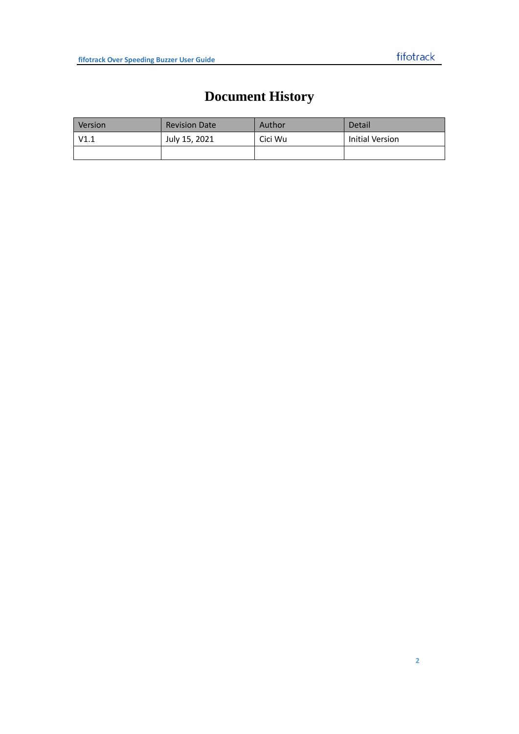# Document History

| Version | Revision Date | Author | Detail |
|---|---|---|---|
| V1.1 | July 15, 2021 | Cici Wu | Initial Version |
| | | | |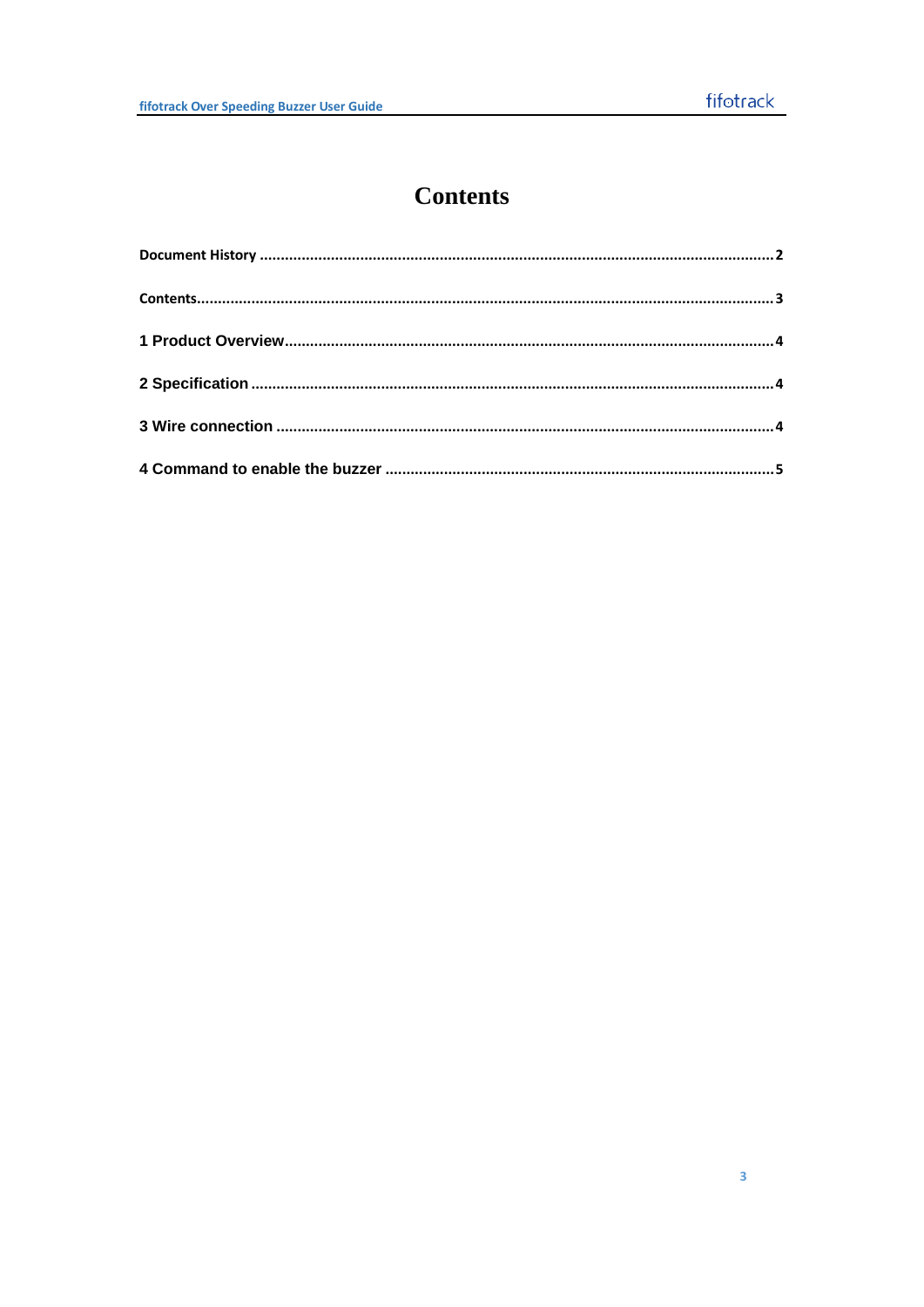# Contents

Document History ........................................................................................................................ 2

Contents.......................................................................................................................................... 3

1 Product Overview.......................................................................................................................... 4

2 Specification .................................................................................................................................. 4

3 Wire connection ............................................................................................................................ 4

4 Command to enable the buzzer .................................................................................................. 5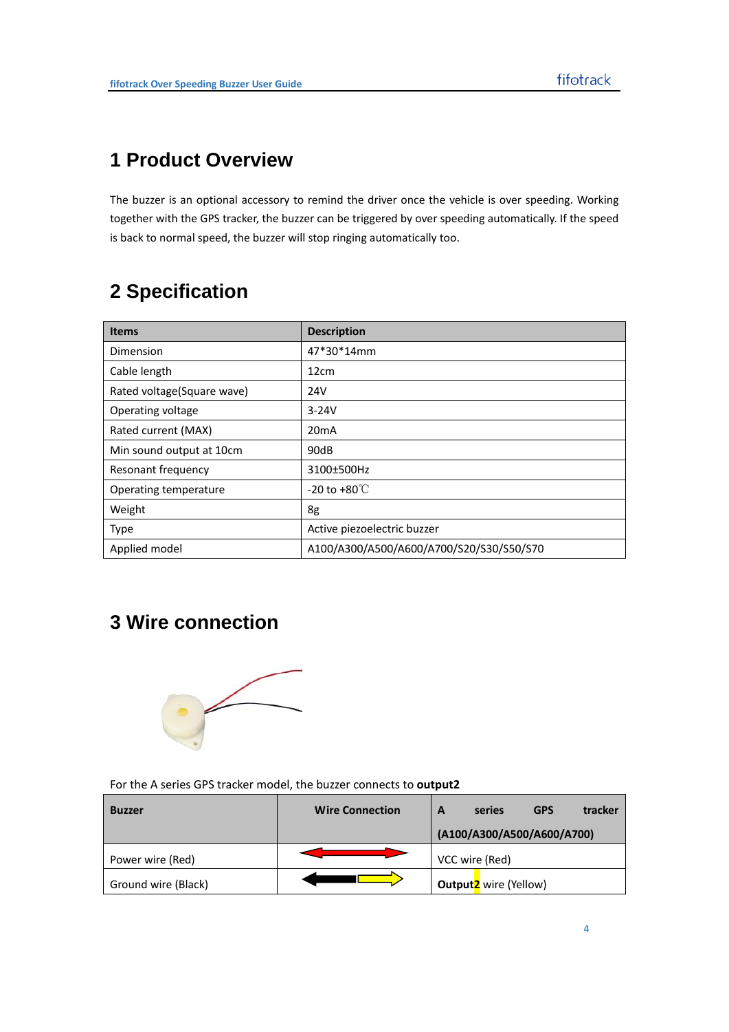# 1 Product Overview

The buzzer is an optional accessory to remind the driver once the vehicle is over speeding. Working together with the GPS tracker, the buzzer can be triggered by over speeding automatically. If the speed is back to normal speed, the buzzer will stop ringing automatically too.

# 2 Specification

| **Items** | **Description** |
|---|---|
| Dimension | 47*30*14mm |
| Cable length | 12cm |
| Rated voltage(Square wave) | 24V |
| Operating voltage | 3-24V |
| Rated current (MAX) | 20mA |
| Min sound output at 10cm | 90dB |
| Resonant frequency | 3100±500Hz |
| Operating temperature | -20 to +80℃ |
| Weight | 8g |
| Type | Active piezoelectric buzzer |
| Applied model | A100/A300/A500/A600/A700/S20/S30/S50/S70 |

# 3 Wire connection

For the A series GPS tracker model, the buzzer connects to **output2**

| **Buzzer** | **Wire Connection** | **A series GPS tracker (A100/A300/A500/A600/A700)** |
|---|---|---|
| Power wire (Red) | | VCC wire (Red) |
| Ground wire (Black) | | **Output2** wire (Yellow) |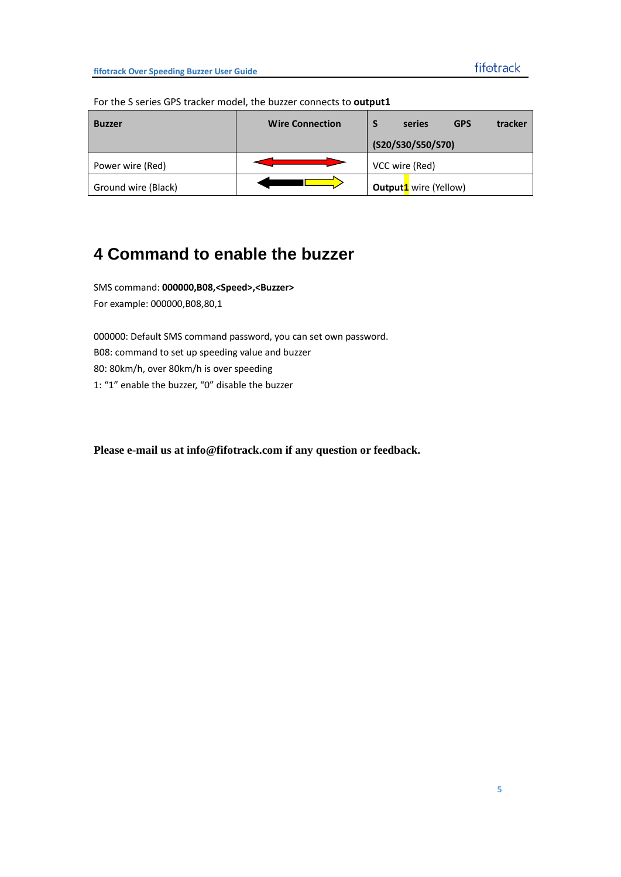For the S series GPS tracker model, the buzzer connects to **output1**

| **Buzzer** | **Wire Connection** | **S series GPS tracker (S20/S30/S50/S70)** |
| --- | --- | --- |
| Power wire (Red) | | VCC wire (Red) |
| Ground wire (Black) | | **Output1** wire (Yellow) |

# 4 Command to enable the buzzer

SMS command: **000000,B08,<Speed>,<Buzzer>**

For example: 000000,B08,80,1

000000: Default SMS command password, you can set own password.

B08: command to set up speeding value and buzzer

80: 80km/h, over 80km/h is over speeding

1: "1" enable the buzzer, "0" disable the buzzer

**Please e-mail us at info@fifotrack.com if any question or feedback.**